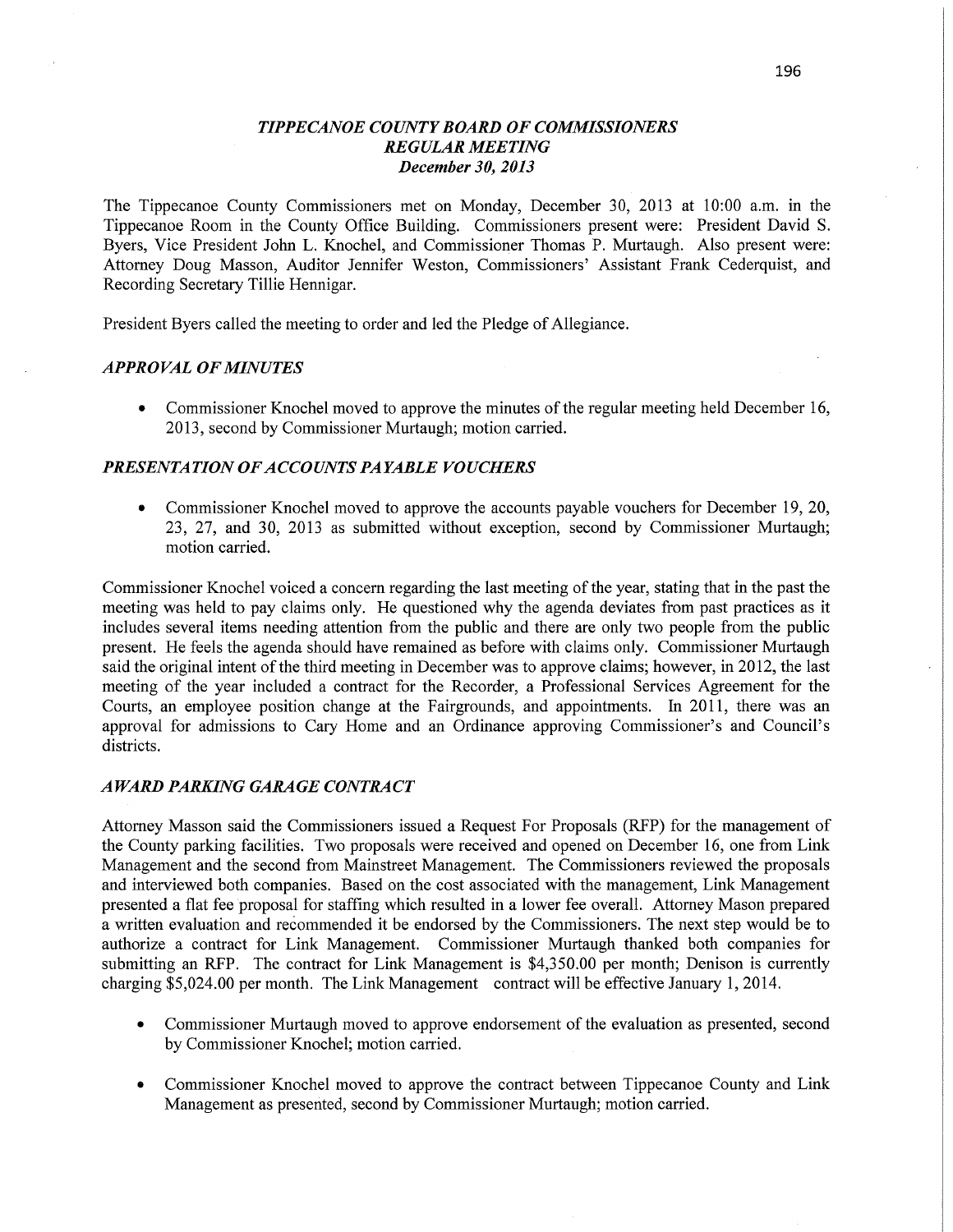# *TIPPECANOE COUNTY BOARD OF COMMISSIONERS*
## *REGULAR MEETING*
### *December 30, 2013*

The Tippecanoe County Commissioners met on Monday, December 30, 2013 at 10:00 a.m. in the Tippecanoe Room in the County Office Building. Commissioners present were: President David S. Byers, Vice President John L. Knochel, and Commissioner Thomas P. Murtaugh. Also present were: Attorney Doug Masson, Auditor Jennifer Weston, Commissioners' Assistant Frank Cederquist, and Recording Secretary Tillie Hennigar.

President Byers called the meeting to order and led the Pledge of Allegiance.

### *APPROVAL OF MINUTES*

- Commissioner Knochel moved to approve the minutes of the regular meeting held December 16, 2013, second by Commissioner Murtaugh; motion carried.

### *PRESENTATION OF ACCOUNTS PAYABLE VOUCHERS*

- Commissioner Knochel moved to approve the accounts payable vouchers for December 19, 20, 23, 27, and 30, 2013 as submitted without exception, second by Commissioner Murtaugh; motion carried.

Commissioner Knochel voiced a concern regarding the last meeting of the year, stating that in the past the meeting was held to pay claims only. He questioned why the agenda deviates from past practices as it includes several items needing attention from the public and there are only two people from the public present. He feels the agenda should have remained as before with claims only. Commissioner Murtaugh said the original intent of the third meeting in December was to approve claims; however, in 2012, the last meeting of the year included a contract for the Recorder, a Professional Services Agreement for the Courts, an employee position change at the Fairgrounds, and appointments. In 2011, there was an approval for admissions to Cary Home and an Ordinance approving Commissioner's and Council's districts.

### *AWARD PARKING GARAGE CONTRACT*

Attorney Masson said the Commissioners issued a Request For Proposals (RFP) for the management of the County parking facilities. Two proposals were received and opened on December 16, one from Link Management and the second from Mainstreet Management. The Commissioners reviewed the proposals and interviewed both companies. Based on the cost associated with the management, Link Management presented a flat fee proposal for staffing which resulted in a lower fee overall. Attorney Mason prepared a written evaluation and recommended it be endorsed by the Commissioners. The next step would be to authorize a contract for Link Management. Commissioner Murtaugh thanked both companies for submitting an RFP. The contract for Link Management is $4,350.00 per month; Denison is currently charging $5,024.00 per month. The Link Management contract will be effective January 1, 2014.

- Commissioner Murtaugh moved to approve endorsement of the evaluation as presented, second by Commissioner Knochel; motion carried.

- Commissioner Knochel moved to approve the contract between Tippecanoe County and Link Management as presented, second by Commissioner Murtaugh; motion carried.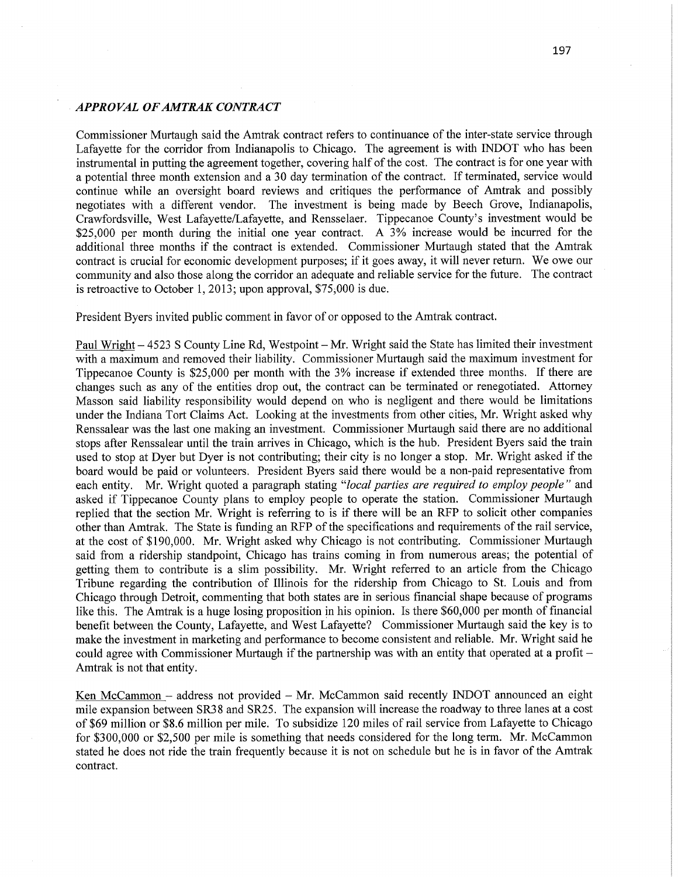### *APPROVAL OF AMTRAK CONTRACT*

Commissioner Murtaugh said the Amtrak contract refers to continuance of the inter-state service through Lafayette for the corridor from Indianapolis to Chicago. The agreement is with INDOT who has been instrumental in putting the agreement together, covering half of the cost. The contract is for one year with a potential three month extension and a 30 day termination of the contract. If terminated, service would continue while an oversight board reviews and critiques the performance of Amtrak and possibly negotiates with a different vendor. The investment is being made by Beech Grove, Indianapolis, Crawfordsville, West Lafayette/Lafayette, and Rensselaer. Tippecanoe County's investment would be $25,000 per month during the initial one year contract. A 3% increase would be incurred for the additional three months if the contract is extended. Commissioner Murtaugh stated that the Amtrak contract is crucial for economic development purposes; if it goes away, it will never return. We owe our community and also those along the corridor an adequate and reliable service for the future. The contract is retroactive to October 1, 2013; upon approval, $75,000 is due.

President Byers invited public comment in favor of or opposed to the Amtrak contract.

Paul Wright – 4523 S County Line Rd, Westpoint – Mr. Wright said the State has limited their investment with a maximum and removed their liability. Commissioner Murtaugh said the maximum investment for Tippecanoe County is $25,000 per month with the 3% increase if extended three months. If there are changes such as any of the entities drop out, the contract can be terminated or renegotiated. Attorney Masson said liability responsibility would depend on who is negligent and there would be limitations under the Indiana Tort Claims Act. Looking at the investments from other cities, Mr. Wright asked why Renssalear was the last one making an investment. Commissioner Murtaugh said there are no additional stops after Renssalear until the train arrives in Chicago, which is the hub. President Byers said the train used to stop at Dyer but Dyer is not contributing; their city is no longer a stop. Mr. Wright asked if the board would be paid or volunteers. President Byers said there would be a non-paid representative from each entity. Mr. Wright quoted a paragraph stating *"local parties are required to employ people"* and asked if Tippecanoe County plans to employ people to operate the station. Commissioner Murtaugh replied that the section Mr. Wright is referring to is if there will be an RFP to solicit other companies other than Amtrak. The State is funding an RFP of the specifications and requirements of the rail service, at the cost of $190,000. Mr. Wright asked why Chicago is not contributing. Commissioner Murtaugh said from a ridership standpoint, Chicago has trains coming in from numerous areas; the potential of getting them to contribute is a slim possibility. Mr. Wright referred to an article from the Chicago Tribune regarding the contribution of Illinois for the ridership from Chicago to St. Louis and from Chicago through Detroit, commenting that both states are in serious financial shape because of programs like this. The Amtrak is a huge losing proposition in his opinion. Is there $60,000 per month of financial benefit between the County, Lafayette, and West Lafayette? Commissioner Murtaugh said the key is to make the investment in marketing and performance to become consistent and reliable. Mr. Wright said he could agree with Commissioner Murtaugh if the partnership was with an entity that operated at a profit – Amtrak is not that entity.

Ken McCammon – address not provided – Mr. McCammon said recently INDOT announced an eight mile expansion between SR38 and SR25. The expansion will increase the roadway to three lanes at a cost of $69 million or $8.6 million per mile. To subsidize 120 miles of rail service from Lafayette to Chicago for $300,000 or $2,500 per mile is something that needs considered for the long term. Mr. McCammon stated he does not ride the train frequently because it is not on schedule but he is in favor of the Amtrak contract.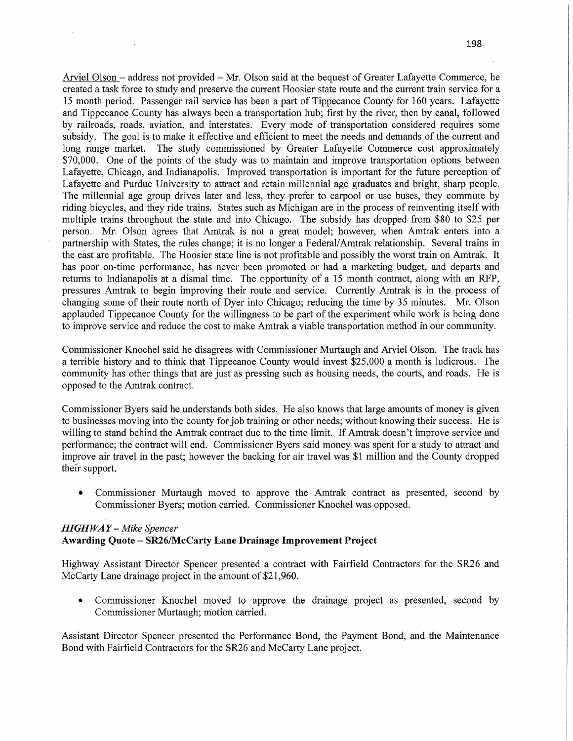Arviel Olson – address not provided – Mr. Olson said at the bequest of Greater Lafayette Commerce, he created a task force to study and preserve the current Hoosier state route and the current train service for a 15 month period. Passenger rail service has been a part of Tippecanoe County for 160 years. Lafayette and Tippecanoe County has always been a transportation hub; first by the river, then by canal, followed by railroads, roads, aviation, and interstates. Every mode of transportation considered requires some subsidy. The goal is to make it effective and efficient to meet the needs and demands of the current and long range market. The study commissioned by Greater Lafayette Commerce cost approximately $70,000. One of the points of the study was to maintain and improve transportation options between Lafayette, Chicago, and Indianapolis. Improved transportation is important for the future perception of Lafayette and Purdue University to attract and retain millennial age graduates and bright, sharp people. The millennial age group drives later and less, they prefer to carpool or use buses, they commute by riding bicycles, and they ride trains. States such as Michigan are in the process of reinventing itself with multiple trains throughout the state and into Chicago. The subsidy has dropped from $80 to $25 per person. Mr. Olson agrees that Amtrak is not a great model; however, when Amtrak enters into a partnership with States, the rules change; it is no longer a Federal/Amtrak relationship. Several trains in the east are profitable. The Hoosier state line is not profitable and possibly the worst train on Amtrak. It has poor on-time performance, has never been promoted or had a marketing budget, and departs and returns to Indianapolis at a dismal time. The opportunity of a 15 month contract, along with an RFP, pressures Amtrak to begin improving their route and service. Currently Amtrak is in the process of changing some of their route north of Dyer into Chicago; reducing the time by 35 minutes. Mr. Olson applauded Tippecanoe County for the willingness to be part of the experiment while work is being done to improve service and reduce the cost to make Amtrak a viable transportation method in our community.

Commissioner Knochel said he disagrees with Commissioner Murtaugh and Arviel Olson. The track has a terrible history and to think that Tippecanoe County would invest $25,000 a month is ludicrous. The community has other things that are just as pressing such as housing needs, the courts, and roads. He is opposed to the Amtrak contract.

Commissioner Byers said he understands both sides. He also knows that large amounts of money is given to businesses moving into the county for job training or other needs; without knowing their success. He is willing to stand behind the Amtrak contract due to the time limit. If Amtrak doesn't improve service and performance; the contract will end. Commissioner Byers said money was spent for a study to attract and improve air travel in the past; however the backing for air travel was $1 million and the County dropped their support.

- Commissioner Murtaugh moved to approve the Amtrak contract as presented, second by Commissioner Byers; motion carried. Commissioner Knochel was opposed.

***HIGHWAY** – Mike Spencer*

**Awarding Quote – SR26/McCarty Lane Drainage Improvement Project**

Highway Assistant Director Spencer presented a contract with Fairfield Contractors for the SR26 and McCarty Lane drainage project in the amount of $21,960.

- Commissioner Knochel moved to approve the drainage project as presented, second by Commissioner Murtaugh; motion carried.

Assistant Director Spencer presented the Performance Bond, the Payment Bond, and the Maintenance Bond with Fairfield Contractors for the SR26 and McCarty Lane project.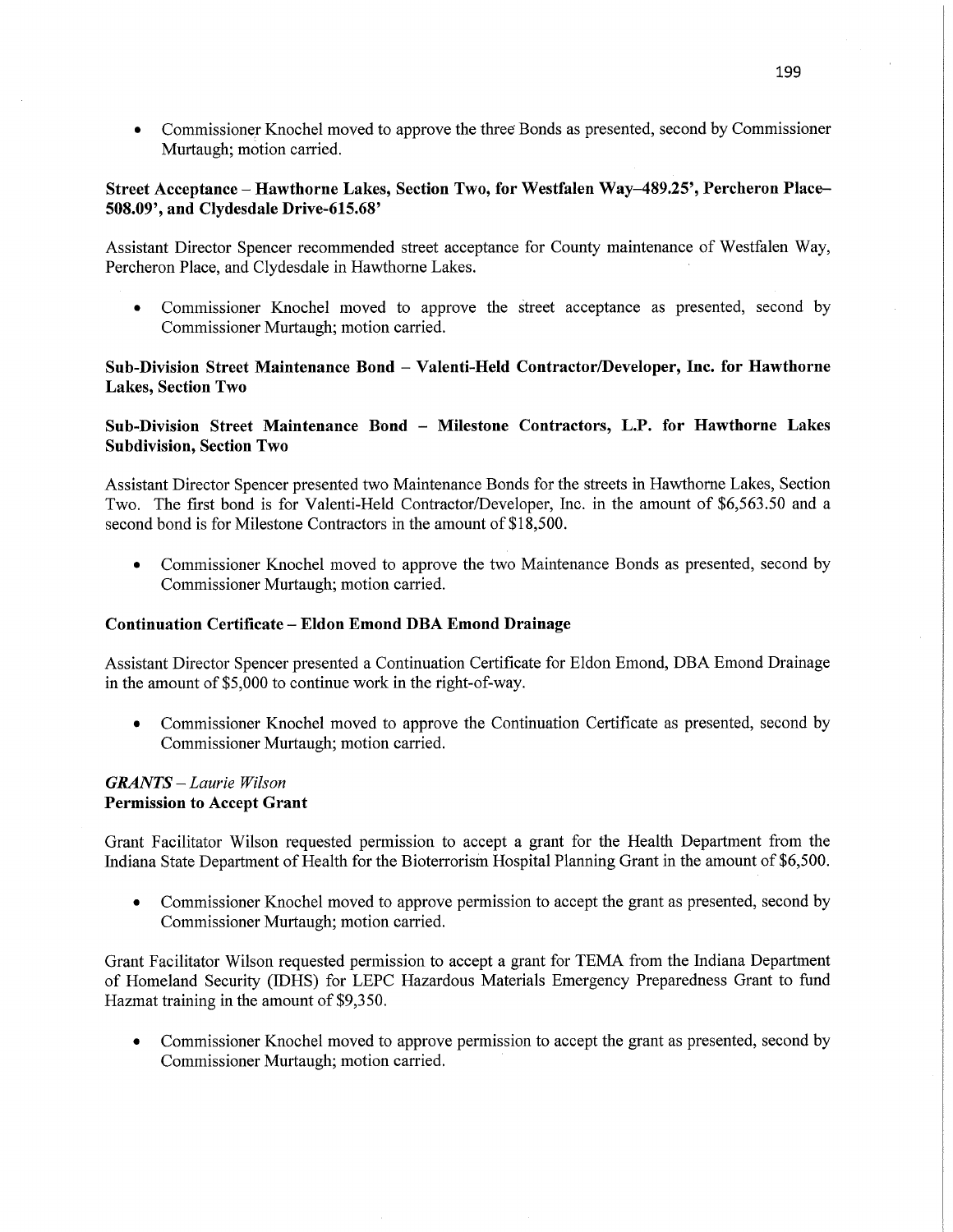- Commissioner Knochel moved to approve the three Bonds as presented, second by Commissioner Murtaugh; motion carried.

**Street Acceptance – Hawthorne Lakes, Section Two, for Westfalen Way–489.25', Percheron Place–508.09', and Clydesdale Drive-615.68'**

Assistant Director Spencer recommended street acceptance for County maintenance of Westfalen Way, Percheron Place, and Clydesdale in Hawthorne Lakes.

- Commissioner Knochel moved to approve the street acceptance as presented, second by Commissioner Murtaugh; motion carried.

**Sub-Division Street Maintenance Bond – Valenti-Held Contractor/Developer, Inc. for Hawthorne Lakes, Section Two**

**Sub-Division Street Maintenance Bond – Milestone Contractors, L.P. for Hawthorne Lakes Subdivision, Section Two**

Assistant Director Spencer presented two Maintenance Bonds for the streets in Hawthorne Lakes, Section Two. The first bond is for Valenti-Held Contractor/Developer, Inc. in the amount of $6,563.50 and a second bond is for Milestone Contractors in the amount of $18,500.

- Commissioner Knochel moved to approve the two Maintenance Bonds as presented, second by Commissioner Murtaugh; motion carried.

**Continuation Certificate – Eldon Emond DBA Emond Drainage**

Assistant Director Spencer presented a Continuation Certificate for Eldon Emond, DBA Emond Drainage in the amount of $5,000 to continue work in the right-of-way.

- Commissioner Knochel moved to approve the Continuation Certificate as presented, second by Commissioner Murtaugh; motion carried.

***GRANTS** – Laurie Wilson*
**Permission to Accept Grant**

Grant Facilitator Wilson requested permission to accept a grant for the Health Department from the Indiana State Department of Health for the Bioterrorism Hospital Planning Grant in the amount of $6,500.

- Commissioner Knochel moved to approve permission to accept the grant as presented, second by Commissioner Murtaugh; motion carried.

Grant Facilitator Wilson requested permission to accept a grant for TEMA from the Indiana Department of Homeland Security (IDHS) for LEPC Hazardous Materials Emergency Preparedness Grant to fund Hazmat training in the amount of $9,350.

- Commissioner Knochel moved to approve permission to accept the grant as presented, second by Commissioner Murtaugh; motion carried.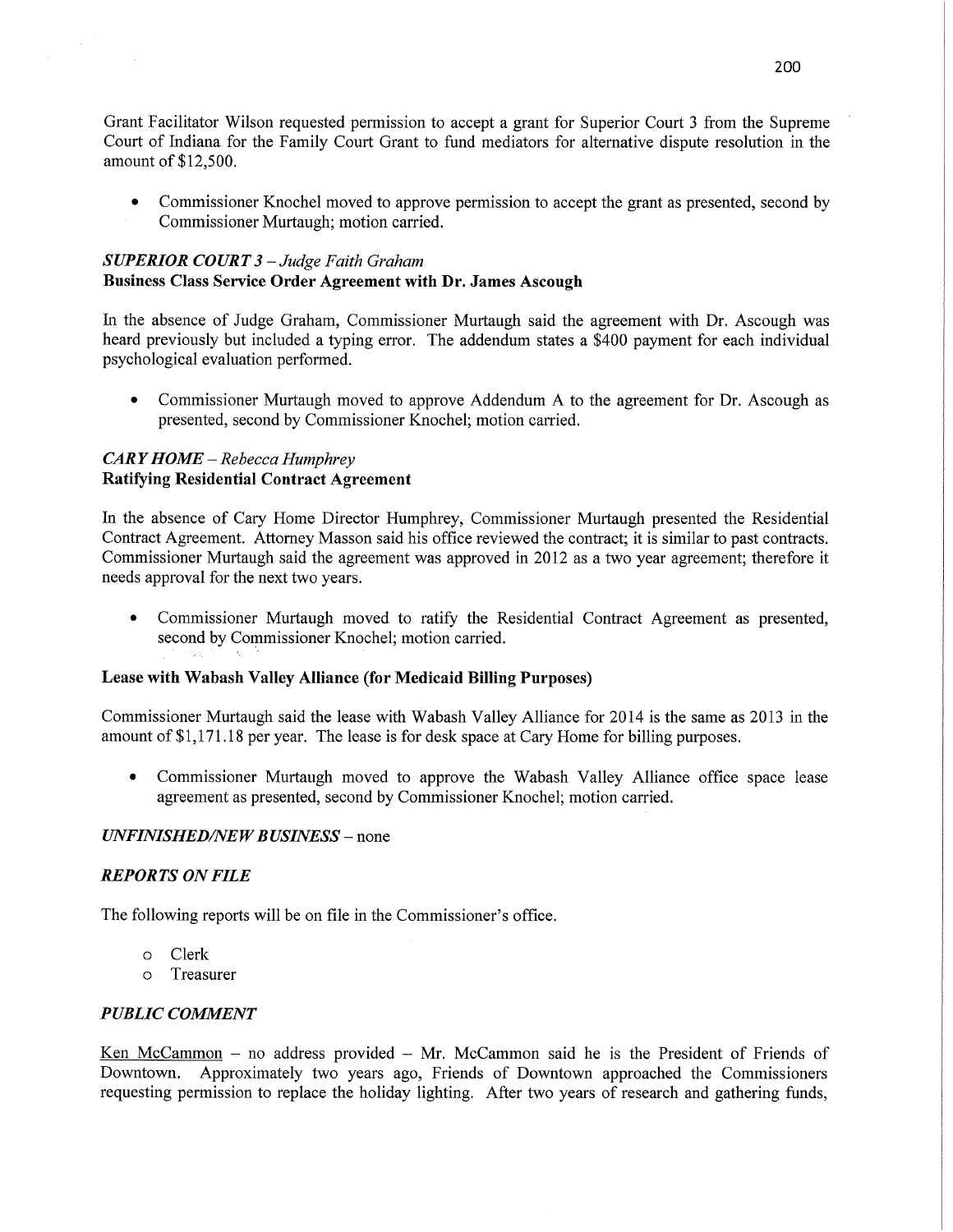Grant Facilitator Wilson requested permission to accept a grant for Superior Court 3 from the Supreme Court of Indiana for the Family Court Grant to fund mediators for alternative dispute resolution in the amount of $12,500.

- Commissioner Knochel moved to approve permission to accept the grant as presented, second by Commissioner Murtaugh; motion carried.

***SUPERIOR COURT 3 – Judge Faith Graham***
**Business Class Service Order Agreement with Dr. James Ascough**

In the absence of Judge Graham, Commissioner Murtaugh said the agreement with Dr. Ascough was heard previously but included a typing error. The addendum states a $400 payment for each individual psychological evaluation performed.

- Commissioner Murtaugh moved to approve Addendum A to the agreement for Dr. Ascough as presented, second by Commissioner Knochel; motion carried.

***CARY HOME – Rebecca Humphrey***
**Ratifying Residential Contract Agreement**

In the absence of Cary Home Director Humphrey, Commissioner Murtaugh presented the Residential Contract Agreement. Attorney Masson said his office reviewed the contract; it is similar to past contracts. Commissioner Murtaugh said the agreement was approved in 2012 as a two year agreement; therefore it needs approval for the next two years.

- Commissioner Murtaugh moved to ratify the Residential Contract Agreement as presented, second by Commissioner Knochel; motion carried.

**Lease with Wabash Valley Alliance (for Medicaid Billing Purposes)**

Commissioner Murtaugh said the lease with Wabash Valley Alliance for 2014 is the same as 2013 in the amount of $1,171.18 per year. The lease is for desk space at Cary Home for billing purposes.

- Commissioner Murtaugh moved to approve the Wabash Valley Alliance office space lease agreement as presented, second by Commissioner Knochel; motion carried.

***UNFINISHED/NEW BUSINESS*** – none

***REPORTS ON FILE***

The following reports will be on file in the Commissioner's office.

- Clerk
- Treasurer

***PUBLIC COMMENT***

Ken McCammon – no address provided – Mr. McCammon said he is the President of Friends of Downtown. Approximately two years ago, Friends of Downtown approached the Commissioners requesting permission to replace the holiday lighting. After two years of research and gathering funds,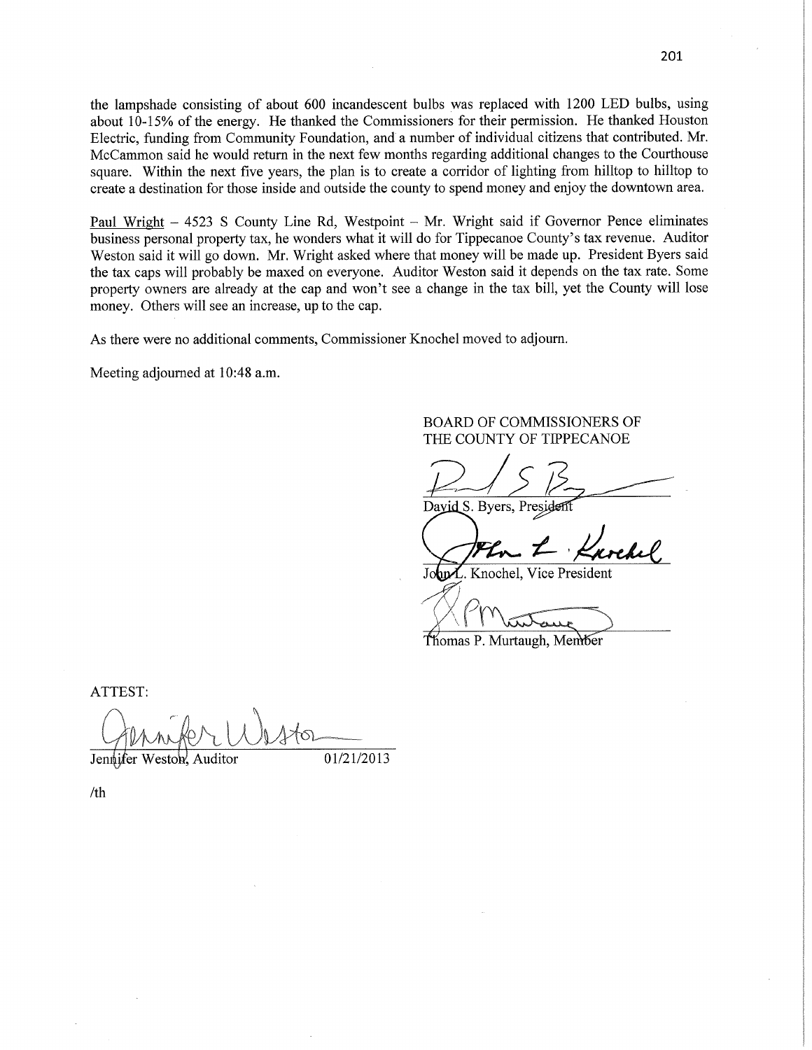the lampshade consisting of about 600 incandescent bulbs was replaced with 1200 LED bulbs, using about 10-15% of the energy. He thanked the Commissioners for their permission. He thanked Houston Electric, funding from Community Foundation, and a number of individual citizens that contributed. Mr. McCammon said he would return in the next few months regarding additional changes to the Courthouse square. Within the next five years, the plan is to create a corridor of lighting from hilltop to hilltop to create a destination for those inside and outside the county to spend money and enjoy the downtown area.

Paul Wright – 4523 S County Line Rd, Westpoint – Mr. Wright said if Governor Pence eliminates business personal property tax, he wonders what it will do for Tippecanoe County's tax revenue. Auditor Weston said it will go down. Mr. Wright asked where that money will be made up. President Byers said the tax caps will probably be maxed on everyone. Auditor Weston said it depends on the tax rate. Some property owners are already at the cap and won't see a change in the tax bill, yet the County will lose money. Others will see an increase, up to the cap.

As there were no additional comments, Commissioner Knochel moved to adjourn.

Meeting adjourned at 10:48 a.m.

BOARD OF COMMISSIONERS OF
THE COUNTY OF TIPPECANOE

David S. Byers, President

John L. Knochel, Vice President

Thomas P. Murtaugh, Member

ATTEST:

Jennifer Weston, Auditor 01/21/2013

/th